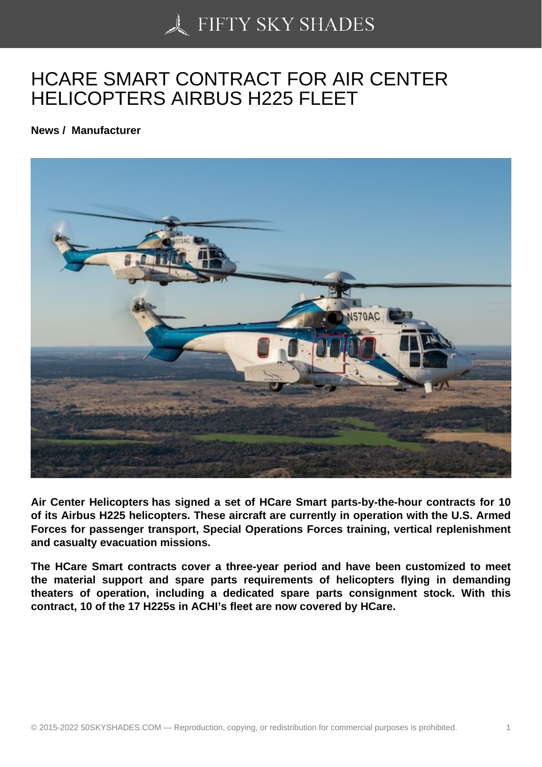# HCARE SMART CONTRACT FOR AIR CENTER HELICOPTERS AIRBUS H225 FLEET

**News / Manufacturer**

**Air Center Helicopters has signed a set of HCare Smart parts-by-the-hour contracts for 10 of its Airbus H225 helicopters. These aircraft are currently in operation with the U.S. Armed Forces for passenger transport, Special Operations Forces training, vertical replenishment and casualty evacuation missions.**

**The HCare Smart contracts cover a three-year period and have been customized to meet the material support and spare parts requirements of helicopters flying in demanding theaters of operation, including a dedicated spare parts consignment stock. With this contract, 10 of the 17 H225s in ACHI's fleet are now covered by HCare.**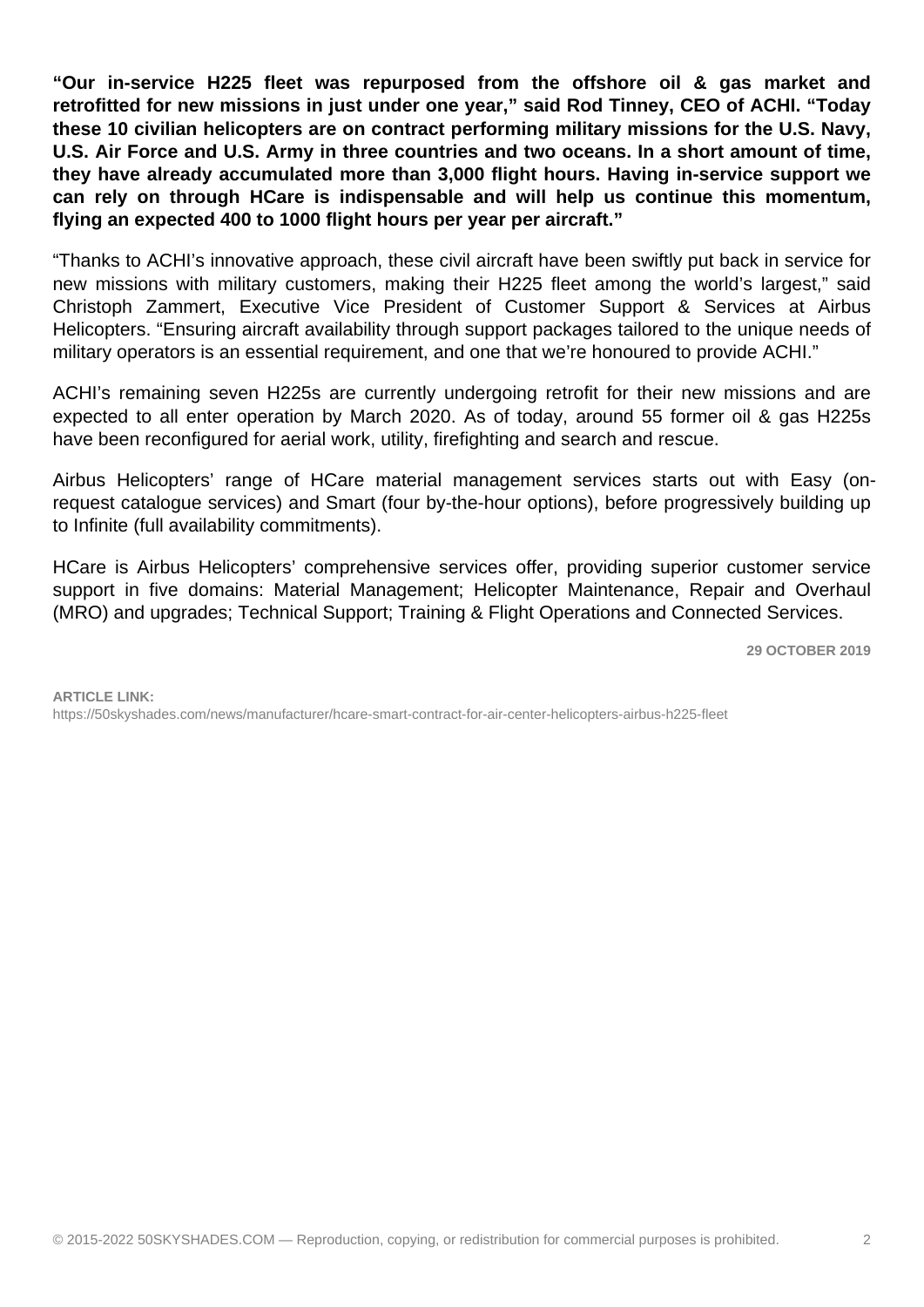**"Our in-service H225 fleet was repurposed from the offshore oil & gas market and retrofitted for new missions in just under one year," said Rod Tinney, CEO of ACHI. "Today these 10 civilian helicopters are on contract performing military missions for the U.S. Navy, U.S. Air Force and U.S. Army in three countries and two oceans. In a short amount of time, they have already accumulated more than 3,000 flight hours. Having in-service support we can rely on through HCare is indispensable and will help us continue this momentum, flying an expected 400 to 1000 flight hours per year per aircraft."**

"Thanks to ACHI's innovative approach, these civil aircraft have been swiftly put back in service for new missions with military customers, making their H225 fleet among the world's largest," said Christoph Zammert, Executive Vice President of Customer Support & Services at Airbus Helicopters. "Ensuring aircraft availability through support packages tailored to the unique needs of military operators is an essential requirement, and one that we're honoured to provide ACHI."

ACHI's remaining seven H225s are currently undergoing retrofit for their new missions and are expected to all enter operation by March 2020. As of today, around 55 former oil & gas H225s have been reconfigured for aerial work, utility, firefighting and search and rescue.

Airbus Helicopters' range of HCare material management services starts out with Easy (on-request catalogue services) and Smart (four by-the-hour options), before progressively building up to Infinite (full availability commitments).

HCare is Airbus Helicopters' comprehensive services offer, providing superior customer service support in five domains: Material Management; Helicopter Maintenance, Repair and Overhaul (MRO) and upgrades; Technical Support; Training & Flight Operations and Connected Services.

**29 OCTOBER 2019**

**ARTICLE LINK:**
https://50skyshades.com/news/manufacturer/hcare-smart-contract-for-air-center-helicopters-airbus-h225-fleet